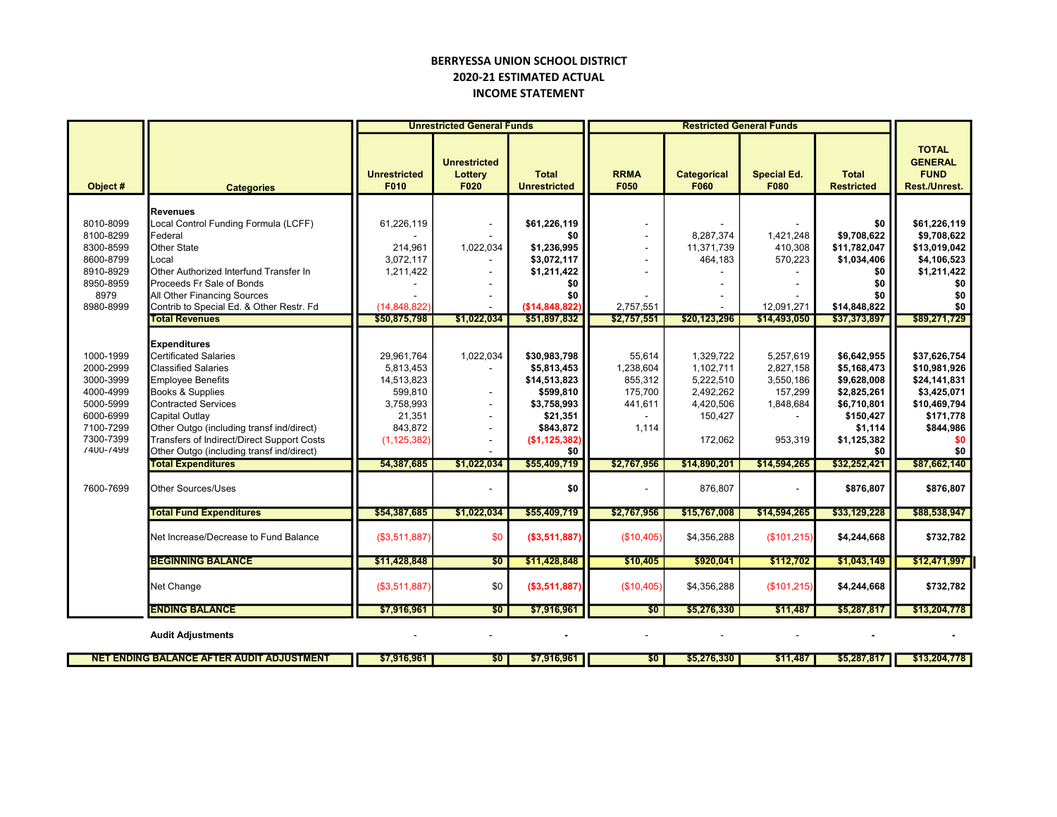# BERRYESSA UNION SCHOOL DISTRICT
## 2020-21 ESTIMATED ACTUAL
## INCOME STATEMENT

| Object # | Categories | Unrestricted General Funds | | | Restricted General Funds | | | | TOTAL GENERAL FUND Rest./Unrest. |
|---|---|---|---|---|---|---|---|---|---|
| | | Unrestricted F010 | Unrestricted Lottery F020 | Total Unrestricted | RRMA F050 | Categorical F060 | Special Ed. F080 | Total Restricted | |
| | **Revenues** | | | | | | | | |
| 8010-8099 | Local Control Funding Formula (LCFF) | 61,226,119 | - | **$61,226,119** | - | - | - | **$0** | **$61,226,119** |
| 8100-8299 | Federal | - | - | **$0** | - | 8,287,374 | 1,421,248 | **$9,708,622** | **$9,708,622** |
| 8300-8599 | Other State | 214,961 | 1,022,034 | **$1,236,995** | - | 11,371,739 | 410,308 | **$11,782,047** | **$13,019,042** |
| 8600-8799 | Local | 3,072,117 | - | **$3,072,117** | - | 464,183 | 570,223 | **$1,034,406** | **$4,106,523** |
| 8910-8929 | Other Authorized Interfund Transfer In | 1,211,422 | - | **$1,211,422** | - | - | - | **$0** | **$1,211,422** |
| 8950-8959 | Proceeds Fr Sale of Bonds | - | - | **$0** | | - | - | **$0** | **$0** |
| 8979 | All Other Financing Sources | - | - | **$0** | - | - | - | **$0** | **$0** |
| 8980-8999 | Contrib to Special Ed. & Other Restr. Fd | (14,848,822) | - | **($14,848,822)** | 2,757,551 | - | 12,091,271 | **$14,848,822** | **$0** |
| | **Total Revenues** | **$50,875,798** | **$1,022,034** | **$51,897,832** | **$2,757,551** | **$20,123,296** | **$14,493,050** | **$37,373,897** | **$89,271,729** |
| | **Expenditures** | | | | | | | | |
| 1000-1999 | Certificated Salaries | 29,961,764 | 1,022,034 | **$30,983,798** | 55,614 | 1,329,722 | 5,257,619 | **$6,642,955** | **$37,626,754** |
| 2000-2999 | Classified Salaries | 5,813,453 | - | **$5,813,453** | 1,238,604 | 1,102,711 | 2,827,158 | **$5,168,473** | **$10,981,926** |
| 3000-3999 | Employee Benefits | 14,513,823 | | **$14,513,823** | 855,312 | 5,222,510 | 3,550,186 | **$9,628,008** | **$24,141,831** |
| 4000-4999 | Books & Supplies | 599,810 | - | **$599,810** | 175,700 | 2,492,262 | 157,299 | **$2,825,261** | **$3,425,071** |
| 5000-5999 | Contracted Services | 3,758,993 | - | **$3,758,993** | 441,611 | 4,420,506 | 1,848,684 | **$6,710,801** | **$10,469,794** |
| 6000-6999 | Capital Outlay | 21,351 | - | **$21,351** | - | 150,427 | - | **$150,427** | **$171,778** |
| 7100-7299 | Other Outgo (including transf ind/direct) | 843,872 | - | **$843,872** | 1,114 | | | **$1,114** | **$844,986** |
| 7300-7399 | Transfers of Indirect/Direct Support Costs | (1,125,382) | - | **($1,125,382)** | | 172,062 | 953,319 | **$1,125,382** | **$0** |
| 7400-7499 | Other Outgo (including transf ind/direct) | | - | **$0** | | | | **$0** | **$0** |
| | **Total Expenditures** | **54,387,685** | **$1,022,034** | **$55,409,719** | **$2,767,956** | **$14,890,201** | **$14,594,265** | **$32,252,421** | **$87,662,140** |
| 7600-7699 | Other Sources/Uses | | - | **$0** | - | 876,807 | - | **$876,807** | **$876,807** |
| | **Total Fund Expenditures** | **$54,387,685** | **$1,022,034** | **$55,409,719** | **$2,767,956** | **$15,767,008** | **$14,594,265** | **$33,129,228** | **$88,538,947** |
| | Net Increase/Decrease to Fund Balance | ($3,511,887) | $0 | **($3,511,887)** | ($10,405) | $4,356,288 | ($101,215) | **$4,244,668** | **$732,782** |
| | **BEGINNING BALANCE** | **$11,428,848** | **$0** | **$11,428,848** | **$10,405** | **$920,041** | **$112,702** | **$1,043,149** | **$12,471,997** |
| | Net Change | ($3,511,887) | $0 | **($3,511,887)** | ($10,405) | $4,356,288 | ($101,215) | **$4,244,668** | **$732,782** |
| | **ENDING BALANCE** | **$7,916,961** | **$0** | **$7,916,961** | **$0** | **$5,276,330** | **$11,487** | **$5,287,817** | **$13,204,778** |
| | **Audit Adjustments** | - | - | **-** | - | - | - | **-** | **-** |
| **NET ENDING BALANCE AFTER AUDIT ADJUSTMENT** | | **$7,916,961** | **$0** | **$7,916,961** | **$0** | **$5,276,330** | **$11,487** | **$5,287,817** | **$13,204,778** |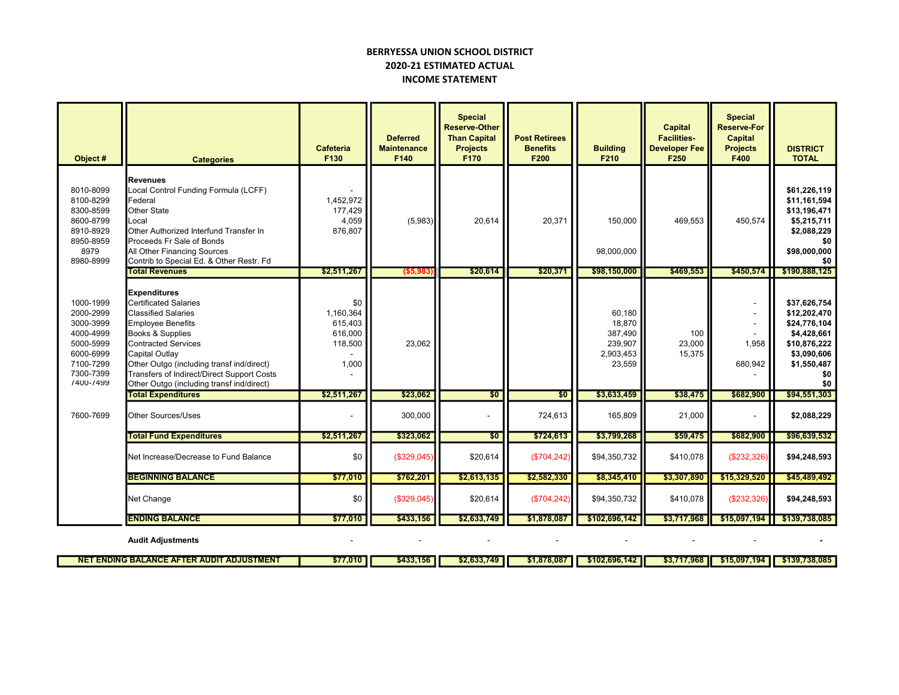**BERRYESSA UNION SCHOOL DISTRICT**
**2020-21 ESTIMATED ACTUAL**
**INCOME STATEMENT**

| Object # | Categories | Cafeteria F130 | Deferred Maintenance F140 | Special Reserve-Other Than Capital Projects F170 | Post Retirees Benefits F200 | Building F210 | Capital Facilities-Developer Fee F250 | Special Reserve-For Capital Projects F400 | DISTRICT TOTAL |
|---|---|---|---|---|---|---|---|---|---|
| | **Revenues** | | | | | | | | |
| 8010-8099 | Local Control Funding Formula (LCFF) | - | | | | | | | $61,226,119 |
| 8100-8299 | Federal | 1,452,972 | | | | | | | $11,161,594 |
| 8300-8599 | Other State | 177,429 | | | | | | | $13,196,471 |
| 8600-8799 | Local | 4,059 | (5,983) | 20,614 | 20,371 | 150,000 | 469,553 | 450,574 | $5,215,711 |
| 8910-8929 | Other Authorized Interfund Transfer In | 876,807 | | | | | | | $2,088,229 |
| 8950-8959 | Proceeds Fr Sale of Bonds | | | | | | | | $0 |
| 8979 | All Other Financing Sources | | | | | 98,000,000 | | | $98,000,000 |
| 8980-8999 | Contrib to Special Ed. & Other Restr. Fd | | | | | | | | $0 |
| | **Total Revenues** | $2,511,267 | ($5,983) | $20,614 | $20,371 | $98,150,000 | $469,553 | $450,574 | $190,888,125 |
| | **Expenditures** | | | | | | | | |
| 1000-1999 | Certificated Salaries | $0 | | | | | | - | $37,626,754 |
| 2000-2999 | Classified Salaries | 1,160,364 | | | | 60,180 | | - | $12,202,470 |
| 3000-3999 | Employee Benefits | 615,403 | | | | 18,870 | | - | $24,776,104 |
| 4000-4999 | Books & Supplies | 616,000 | | | | 387,490 | 100 | - | $4,428,661 |
| 5000-5999 | Contracted Services | 118,500 | 23,062 | | | 239,907 | 23,000 | 1,958 | $10,876,222 |
| 6000-6999 | Capital Outlay | - | | | | 2,903,453 | 15,375 | | $3,090,606 |
| 7100-7299 | Other Outgo (including transf ind/direct) | 1,000 | | | | 23,559 | | 680,942 | $1,550,487 |
| 7300-7399 | Transfers of Indirect/Direct Support Costs | - | | | | | | - | $0 |
| 7400-7499 | Other Outgo (including transf ind/direct) | | | | | | | | $0 |
| | **Total Expenditures** | $2,511,267 | $23,062 | $0 | $0 | $3,633,459 | $38,475 | $682,900 | $94,551,303 |
| 7600-7699 | Other Sources/Uses | - | 300,000 | - | 724,613 | 165,809 | 21,000 | - | $2,088,229 |
| | **Total Fund Expenditures** | $2,511,267 | $323,062 | $0 | $724,613 | $3,799,268 | $59,475 | $682,900 | $96,639,532 |
| | Net Increase/Decrease to Fund Balance | $0 | ($329,045) | $20,614 | ($704,242) | $94,350,732 | $410,078 | ($232,326) | $94,248,593 |
| | **BEGINNING BALANCE** | $77,010 | $762,201 | $2,613,135 | $2,582,330 | $8,345,410 | $3,307,890 | $15,329,520 | $45,489,492 |
| | Net Change | $0 | ($329,045) | $20,614 | ($704,242) | $94,350,732 | $410,078 | ($232,326) | $94,248,593 |
| | **ENDING BALANCE** | $77,010 | $433,156 | $2,633,749 | $1,878,087 | $102,696,142 | $3,717,968 | $15,097,194 | $139,738,085 |
| | **Audit Adjustments** | - | - | - | - | - | - | - | - |
| | **NET ENDING BALANCE AFTER AUDIT ADJUSTMENT** | $77,010 | $433,156 | $2,633,749 | $1,878,087 | $102,696,142 | $3,717,968 | $15,097,194 | $139,738,085 |